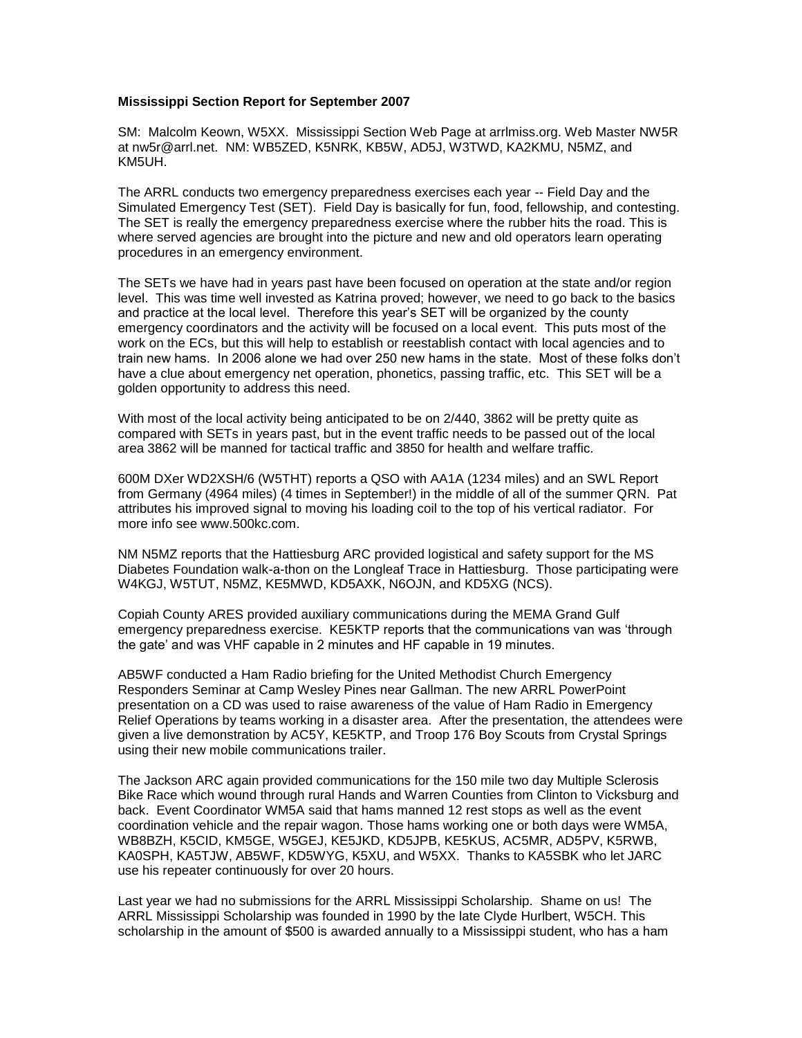**Mississippi Section Report for September 2007**

SM: Malcolm Keown, W5XX. Mississippi Section Web Page at arrlmiss.org. Web Master NW5R at nw5r@arrl.net. NM: WB5ZED, K5NRK, KB5W, AD5J, W3TWD, KA2KMU, N5MZ, and KM5UH.

The ARRL conducts two emergency preparedness exercises each year -- Field Day and the Simulated Emergency Test (SET). Field Day is basically for fun, food, fellowship, and contesting. The SET is really the emergency preparedness exercise where the rubber hits the road. This is where served agencies are brought into the picture and new and old operators learn operating procedures in an emergency environment.

The SETs we have had in years past have been focused on operation at the state and/or region level. This was time well invested as Katrina proved; however, we need to go back to the basics and practice at the local level. Therefore this year's SET will be organized by the county emergency coordinators and the activity will be focused on a local event. This puts most of the work on the ECs, but this will help to establish or reestablish contact with local agencies and to train new hams. In 2006 alone we had over 250 new hams in the state. Most of these folks don't have a clue about emergency net operation, phonetics, passing traffic, etc. This SET will be a golden opportunity to address this need.

With most of the local activity being anticipated to be on 2/440, 3862 will be pretty quite as compared with SETs in years past, but in the event traffic needs to be passed out of the local area 3862 will be manned for tactical traffic and 3850 for health and welfare traffic.

600M DXer WD2XSH/6 (W5THT) reports a QSO with AA1A (1234 miles) and an SWL Report from Germany (4964 miles) (4 times in September!) in the middle of all of the summer QRN. Pat attributes his improved signal to moving his loading coil to the top of his vertical radiator. For more info see www.500kc.com.

NM N5MZ reports that the Hattiesburg ARC provided logistical and safety support for the MS Diabetes Foundation walk-a-thon on the Longleaf Trace in Hattiesburg. Those participating were W4KGJ, W5TUT, N5MZ, KE5MWD, KD5AXK, N6OJN, and KD5XG (NCS).

Copiah County ARES provided auxiliary communications during the MEMA Grand Gulf emergency preparedness exercise. KE5KTP reports that the communications van was 'through the gate' and was VHF capable in 2 minutes and HF capable in 19 minutes.

AB5WF conducted a Ham Radio briefing for the United Methodist Church Emergency Responders Seminar at Camp Wesley Pines near Gallman. The new ARRL PowerPoint presentation on a CD was used to raise awareness of the value of Ham Radio in Emergency Relief Operations by teams working in a disaster area. After the presentation, the attendees were given a live demonstration by AC5Y, KE5KTP, and Troop 176 Boy Scouts from Crystal Springs using their new mobile communications trailer.

The Jackson ARC again provided communications for the 150 mile two day Multiple Sclerosis Bike Race which wound through rural Hands and Warren Counties from Clinton to Vicksburg and back. Event Coordinator WM5A said that hams manned 12 rest stops as well as the event coordination vehicle and the repair wagon. Those hams working one or both days were WM5A, WB8BZH, K5CID, KM5GE, W5GEJ, KE5JKD, KD5JPB, KE5KUS, AC5MR, AD5PV, K5RWB, KA0SPH, KA5TJW, AB5WF, KD5WYG, K5XU, and W5XX. Thanks to KA5SBK who let JARC use his repeater continuously for over 20 hours.

Last year we had no submissions for the ARRL Mississippi Scholarship. Shame on us! The ARRL Mississippi Scholarship was founded in 1990 by the late Clyde Hurlbert, W5CH. This scholarship in the amount of $500 is awarded annually to a Mississippi student, who has a ham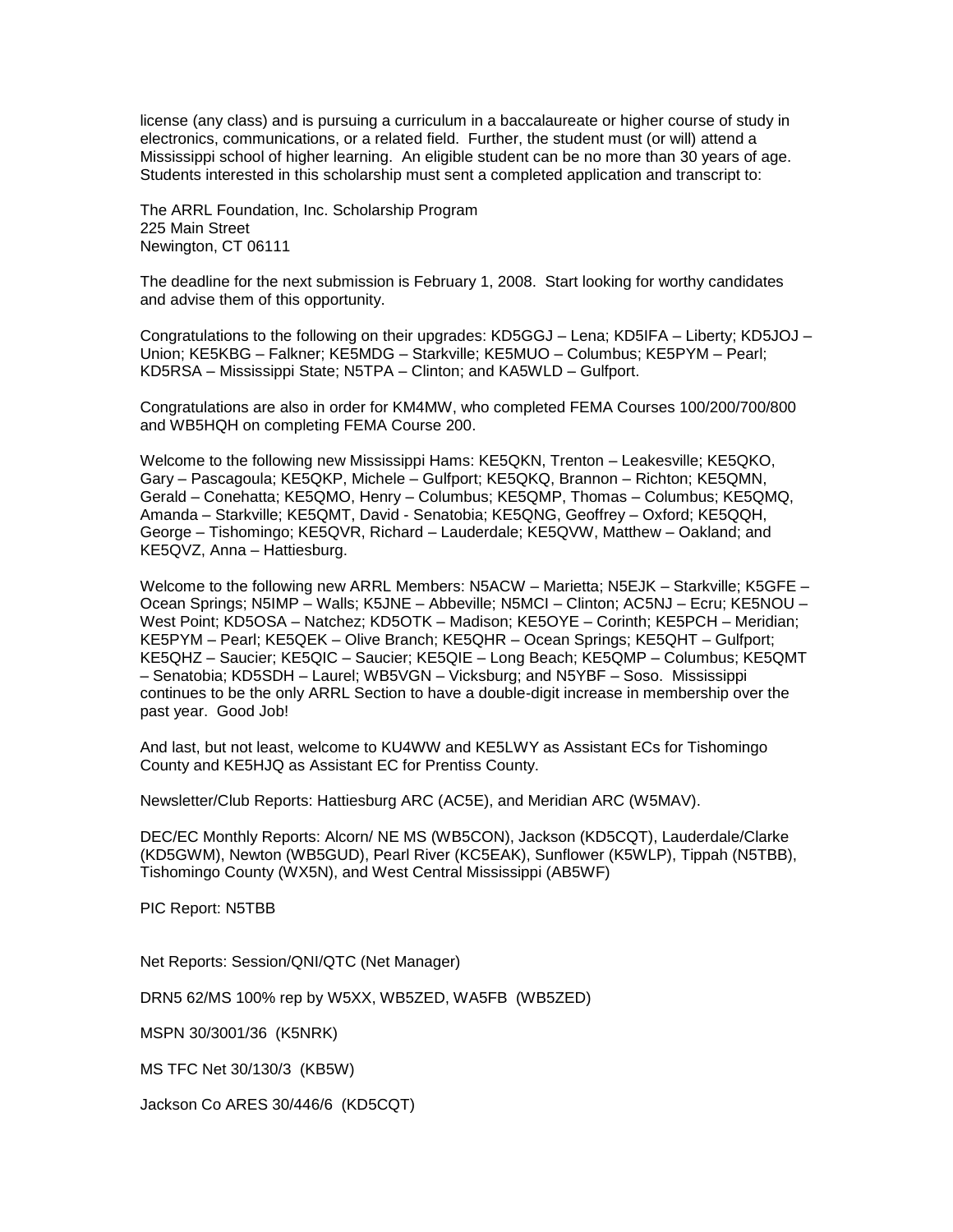license (any class) and is pursuing a curriculum in a baccalaureate or higher course of study in electronics, communications, or a related field. Further, the student must (or will) attend a Mississippi school of higher learning. An eligible student can be no more than 30 years of age. Students interested in this scholarship must sent a completed application and transcript to:

The ARRL Foundation, Inc. Scholarship Program
225 Main Street
Newington, CT 06111

The deadline for the next submission is February 1, 2008. Start looking for worthy candidates and advise them of this opportunity.

Congratulations to the following on their upgrades: KD5GGJ – Lena; KD5IFA – Liberty; KD5JOJ – Union; KE5KBG – Falkner; KE5MDG – Starkville; KE5MUO – Columbus; KE5PYM – Pearl; KD5RSA – Mississippi State; N5TPA – Clinton; and KA5WLD – Gulfport.

Congratulations are also in order for KM4MW, who completed FEMA Courses 100/200/700/800 and WB5HQH on completing FEMA Course 200.

Welcome to the following new Mississippi Hams: KE5QKN, Trenton – Leakesville; KE5QKO, Gary – Pascagoula; KE5QKP, Michele – Gulfport; KE5QKQ, Brannon – Richton; KE5QMN, Gerald – Conehatta; KE5QMO, Henry – Columbus; KE5QMP, Thomas – Columbus; KE5QMQ, Amanda – Starkville; KE5QMT, David - Senatobia; KE5QNG, Geoffrey – Oxford; KE5QQH, George – Tishomingo; KE5QVR, Richard – Lauderdale; KE5QVW, Matthew – Oakland; and KE5QVZ, Anna – Hattiesburg.

Welcome to the following new ARRL Members: N5ACW – Marietta; N5EJK – Starkville; K5GFE – Ocean Springs; N5IMP – Walls; K5JNE – Abbeville; N5MCI – Clinton; AC5NJ – Ecru; KE5NOU – West Point; KD5OSA – Natchez; KD5OTK – Madison; KE5OYE – Corinth; KE5PCH – Meridian; KE5PYM – Pearl; KE5QEK – Olive Branch; KE5QHR – Ocean Springs; KE5QHT – Gulfport; KE5QHZ – Saucier; KE5QIC – Saucier; KE5QIE – Long Beach; KE5QMP – Columbus; KE5QMT – Senatobia; KD5SDH – Laurel; WB5VGN – Vicksburg; and N5YBF – Soso. Mississippi continues to be the only ARRL Section to have a double-digit increase in membership over the past year. Good Job!

And last, but not least, welcome to KU4WW and KE5LWY as Assistant ECs for Tishomingo County and KE5HJQ as Assistant EC for Prentiss County.

Newsletter/Club Reports: Hattiesburg ARC (AC5E), and Meridian ARC (W5MAV).

DEC/EC Monthly Reports: Alcorn/ NE MS (WB5CON), Jackson (KD5CQT), Lauderdale/Clarke (KD5GWM), Newton (WB5GUD), Pearl River (KC5EAK), Sunflower (K5WLP), Tippah (N5TBB), Tishomingo County (WX5N), and West Central Mississippi (AB5WF)

PIC Report: N5TBB

Net Reports: Session/QNI/QTC (Net Manager)

DRN5 62/MS 100% rep by W5XX, WB5ZED, WA5FB (WB5ZED)

MSPN 30/3001/36 (K5NRK)

MS TFC Net 30/130/3 (KB5W)

Jackson Co ARES 30/446/6 (KD5CQT)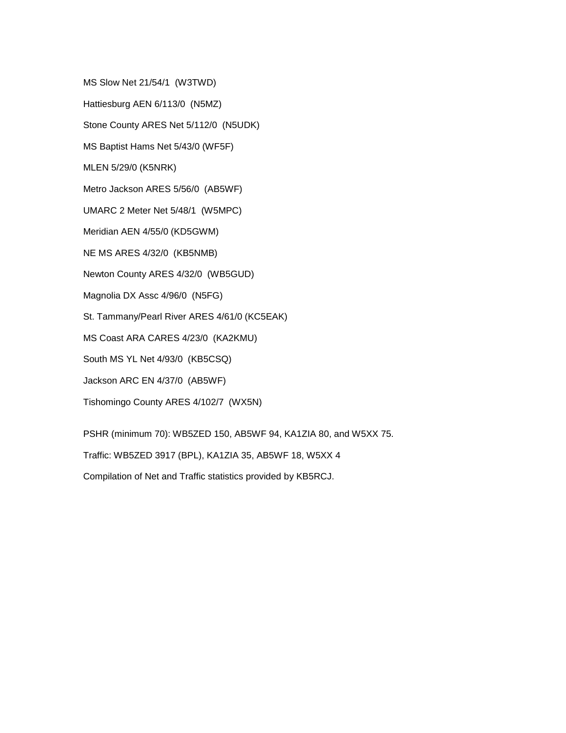MS Slow Net 21/54/1 (W3TWD)

Hattiesburg AEN 6/113/0 (N5MZ)

Stone County ARES Net 5/112/0 (N5UDK)

MS Baptist Hams Net 5/43/0 (WF5F)

MLEN 5/29/0 (K5NRK)

Metro Jackson ARES 5/56/0 (AB5WF)

UMARC 2 Meter Net 5/48/1 (W5MPC)

Meridian AEN 4/55/0 (KD5GWM)

NE MS ARES 4/32/0 (KB5NMB)

Newton County ARES 4/32/0 (WB5GUD)

Magnolia DX Assc 4/96/0 (N5FG)

St. Tammany/Pearl River ARES 4/61/0 (KC5EAK)

MS Coast ARA CARES 4/23/0 (KA2KMU)

South MS YL Net 4/93/0 (KB5CSQ)

Jackson ARC EN 4/37/0 (AB5WF)

Tishomingo County ARES 4/102/7 (WX5N)

PSHR (minimum 70): WB5ZED 150, AB5WF 94, KA1ZIA 80, and W5XX 75.

Traffic: WB5ZED 3917 (BPL), KA1ZIA 35, AB5WF 18, W5XX 4

Compilation of Net and Traffic statistics provided by KB5RCJ.